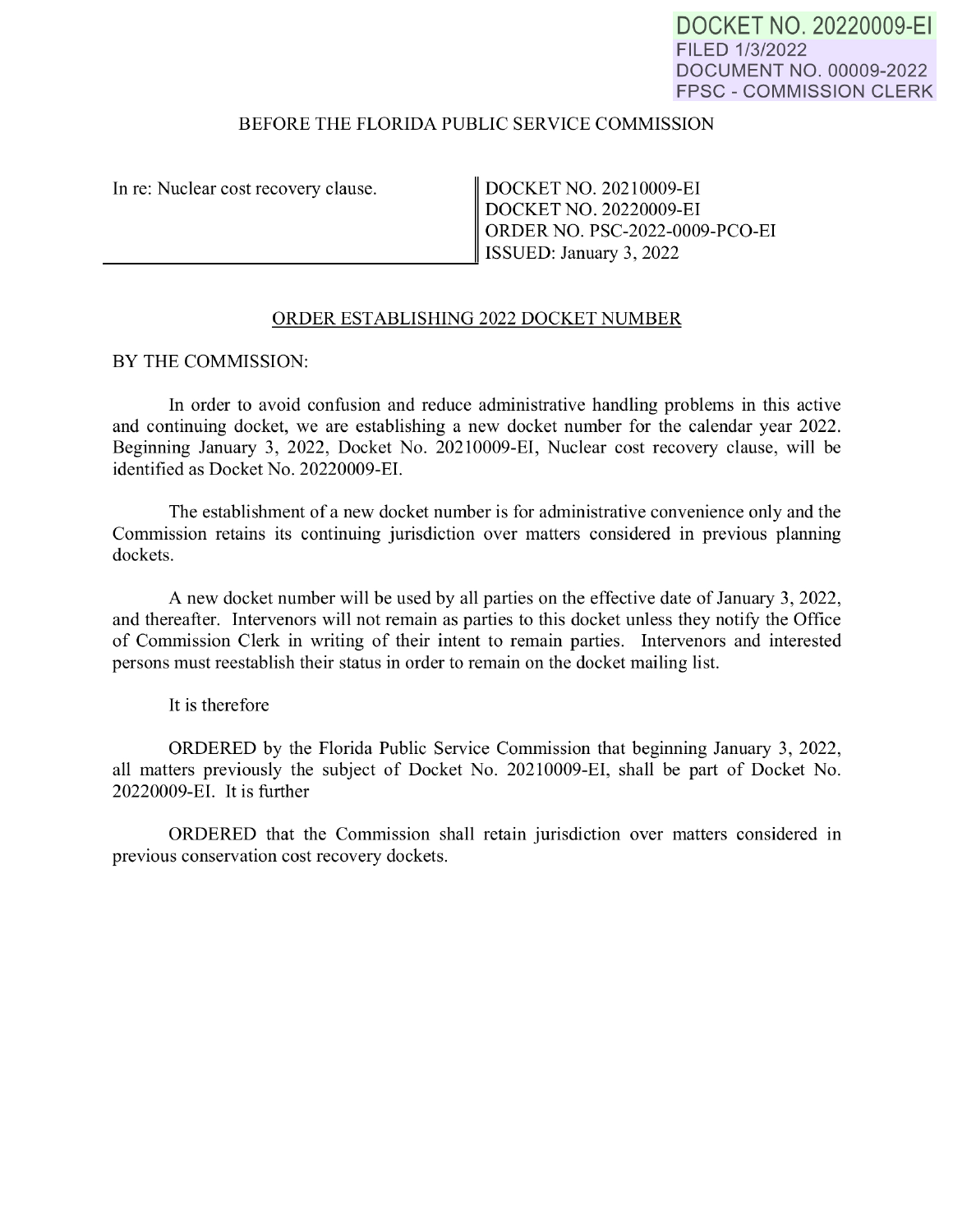DOCKET NO. 20220009-EI
FILED 1/3/2022
DOCUMENT NO. 00009-2022
FPSC - COMMISSION CLERK

BEFORE THE FLORIDA PUBLIC SERVICE COMMISSION

| In re: Nuclear cost recovery clause. | DOCKET NO. 20210009-EI<br>DOCKET NO. 20220009-EI<br>ORDER NO. PSC-2022-0009-PCO-EI<br>ISSUED: January 3, 2022 |
|---|---|

ORDER ESTABLISHING 2022 DOCKET NUMBER

BY THE COMMISSION:

In order to avoid confusion and reduce administrative handling problems in this active and continuing docket, we are establishing a new docket number for the calendar year 2022. Beginning January 3, 2022, Docket No. 20210009-EI, Nuclear cost recovery clause, will be identified as Docket No. 20220009-EI.

The establishment of a new docket number is for administrative convenience only and the Commission retains its continuing jurisdiction over matters considered in previous planning dockets.

A new docket number will be used by all parties on the effective date of January 3, 2022, and thereafter. Intervenors will not remain as parties to this docket unless they notify the Office of Commission Clerk in writing of their intent to remain parties. Intervenors and interested persons must reestablish their status in order to remain on the docket mailing list.

It is therefore

ORDERED by the Florida Public Service Commission that beginning January 3, 2022, all matters previously the subject of Docket No. 20210009-EI, shall be part of Docket No. 20220009-EI. It is further

ORDERED that the Commission shall retain jurisdiction over matters considered in previous conservation cost recovery dockets.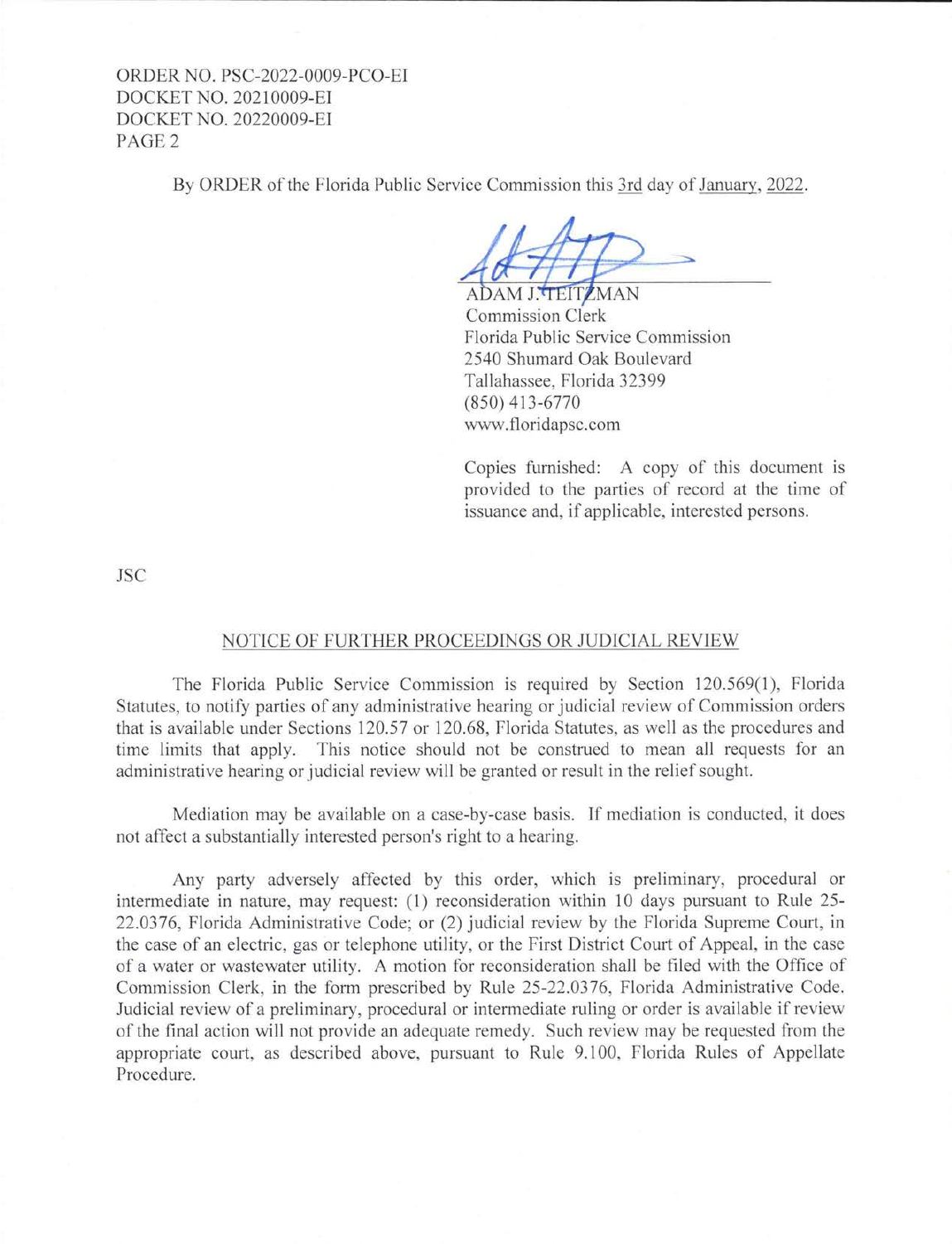By ORDER of the Florida Public Service Commission this 3rd day of January, 2022.

ADAM J. TEITZMAN
Commission Clerk
Florida Public Service Commission
2540 Shumard Oak Boulevard
Tallahassee, Florida 32399
(850) 413-6770
www.floridapsc.com

Copies furnished: A copy of this document is provided to the parties of record at the time of issuance and, if applicable, interested persons.

JSC

## NOTICE OF FURTHER PROCEEDINGS OR JUDICIAL REVIEW

The Florida Public Service Commission is required by Section 120.569(1), Florida Statutes, to notify parties of any administrative hearing or judicial review of Commission orders that is available under Sections 120.57 or 120.68, Florida Statutes, as well as the procedures and time limits that apply. This notice should not be construed to mean all requests for an administrative hearing or judicial review will be granted or result in the relief sought.

Mediation may be available on a case-by-case basis. If mediation is conducted, it does not affect a substantially interested person's right to a hearing.

Any party adversely affected by this order, which is preliminary, procedural or intermediate in nature, may request: (1) reconsideration within 10 days pursuant to Rule 25-22.0376, Florida Administrative Code; or (2) judicial review by the Florida Supreme Court, in the case of an electric, gas or telephone utility, or the First District Court of Appeal, in the case of a water or wastewater utility. A motion for reconsideration shall be filed with the Office of Commission Clerk, in the form prescribed by Rule 25-22.0376, Florida Administrative Code. Judicial review of a preliminary, procedural or intermediate ruling or order is available if review of the final action will not provide an adequate remedy. Such review may be requested from the appropriate court, as described above, pursuant to Rule 9.100, Florida Rules of Appellate Procedure.